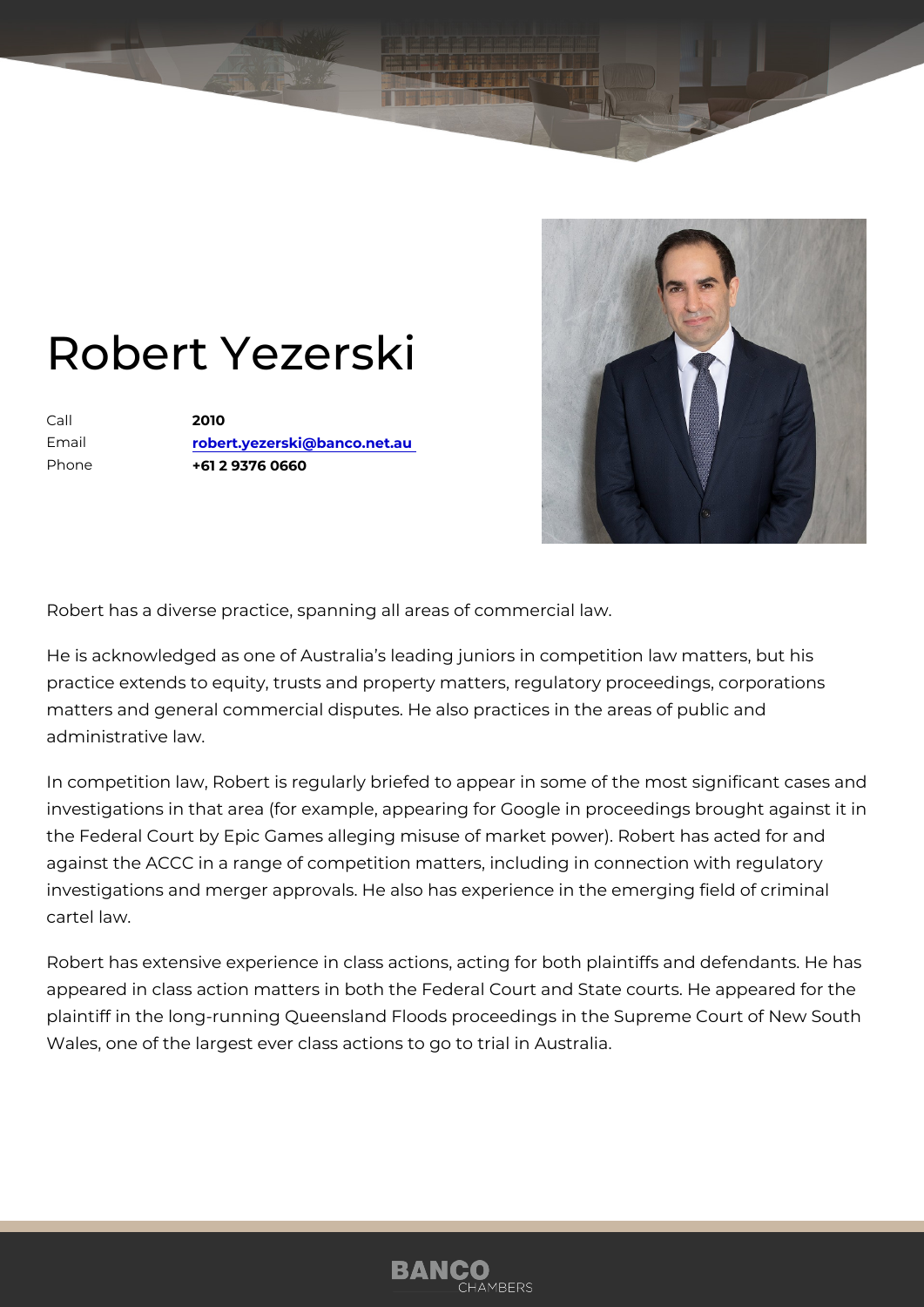# Robert Yezerski

| | |
|---|---|
| Call | **2010** |
| Email | **robert.yezerski@banco.net.au** |
| Phone | **+61 2 9376 0660** |

Robert has a diverse practice, spanning all areas of commercial law.

He is acknowledged as one of Australia's leading juniors in competition law matters, but his practice extends to equity, trusts and property matters, regulatory proceedings, corporations matters and general commercial disputes. He also practices in the areas of public and administrative law.

In competition law, Robert is regularly briefed to appear in some of the most significant cases and investigations in that area (for example, appearing for Google in proceedings brought against it in the Federal Court by Epic Games alleging misuse of market power). Robert has acted for and against the ACCC in a range of competition matters, including in connection with regulatory investigations and merger approvals. He also has experience in the emerging field of criminal cartel law.

Robert has extensive experience in class actions, acting for both plaintiffs and defendants. He has appeared in class action matters in both the Federal Court and State courts. He appeared for the plaintiff in the long-running Queensland Floods proceedings in the Supreme Court of New South Wales, one of the largest ever class actions to go to trial in Australia.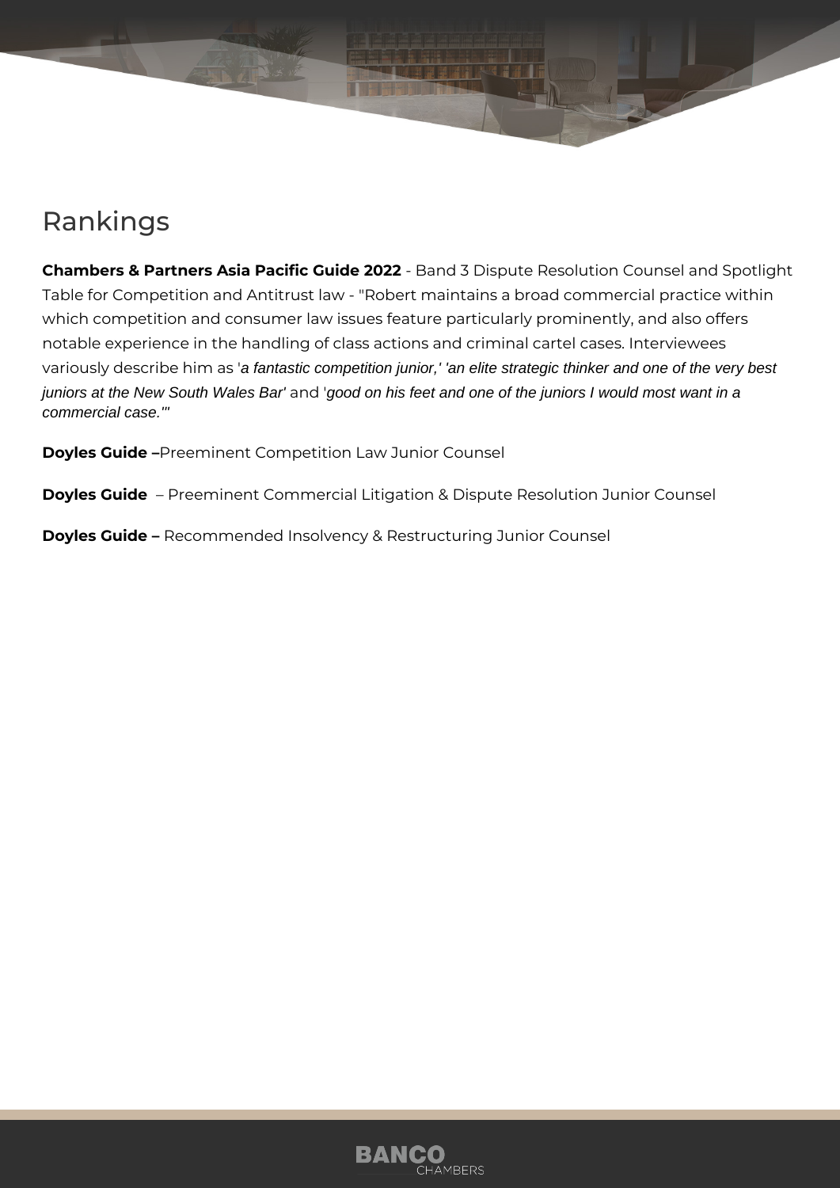## Rankings

**Chambers & Partners Asia Pacific Guide 2022** - Band 3 Dispute Resolution Counsel and Spotlight Table for Competition and Antitrust law - "Robert maintains a broad commercial practice within which competition and consumer law issues feature particularly prominently, and also offers notable experience in the handling of class actions and criminal cartel cases. Interviewees variously describe him as '*a fantastic competition junior,' 'an elite strategic thinker and one of the very best juniors at the New South Wales Bar'* and '*good on his feet and one of the juniors I would most want in a commercial case.'"*

**Doyles Guide –**Preeminent Competition Law Junior Counsel

**Doyles Guide** – Preeminent Commercial Litigation & Dispute Resolution Junior Counsel

**Doyles Guide –** Recommended Insolvency & Restructuring Junior Counsel